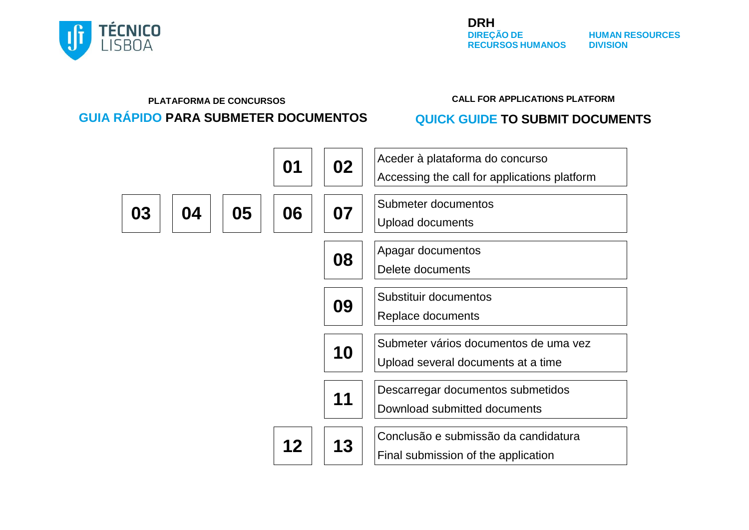TÉCNICO LISBOA

**DRH**
DIREÇÃO DE RECURSOS HUMANOS
HUMAN RESOURCES DIVISION

**PLATAFORMA DE CONCURSOS**

## GUIA RÁPIDO PARA SUBMETER DOCUMENTOS

**CALL FOR APPLICATIONS PLATFORM**

## QUICK GUIDE TO SUBMIT DOCUMENTS

| Pages | Topic |
|---|---|
| 01, 02 | Aceder à plataforma do concurso<br>Accessing the call for applications platform |
| 03, 04, 05, 06, 07 | Submeter documentos<br>Upload documents |
| 08 | Apagar documentos<br>Delete documents |
| 09 | Substituir documentos<br>Replace documents |
| 10 | Submeter vários documentos de uma vez<br>Upload several documents at a time |
| 11 | Descarregar documentos submetidos<br>Download submitted documents |
| 12, 13 | Conclusão e submissão da candidatura<br>Final submission of the application |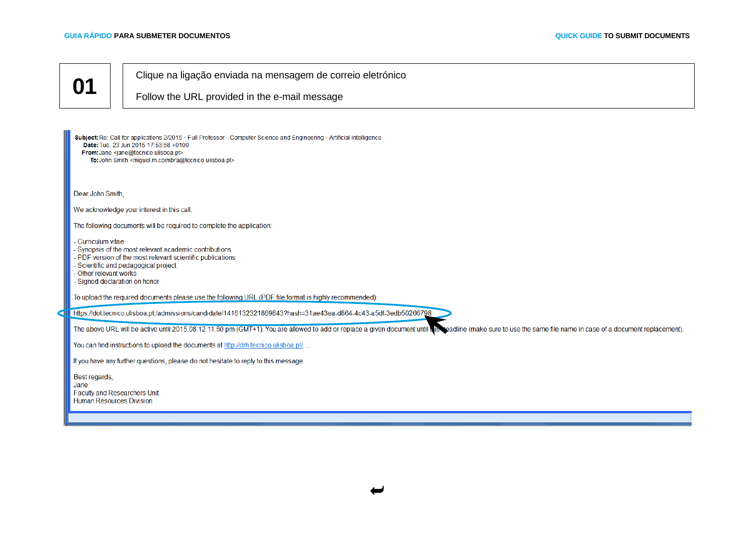## 01

Clique na ligação enviada na mensagem de correio eletrónico

Follow the URL provided in the e-mail message

**Subject:** Re: Call for applications 2/2015 - Full Professor - Computer Science and Engineering - Artificial intelligence
**Date:** Tue, 23 Jun 2015 17:53:58 +0100
**From:** Jane <jane@tecnico.ulisboa.pt>
**To:** John Smith <miguel.m.coimbra@tecnico.ulisboa.pt>

Dear John Smith,

We acknowledge your interest in this call.

The following documents will be required to complete the application:

- Curriculum vitae
- Synopsis of the most relevant academic contributions
- PDF version of the most relevant scientific publications
- Scientific and pedagogical project
- Other relevant works
- Signed declaration on honor

To upload the required documents please use the following URL (PDF file format is highly recommended):

https://dot.tecnico.ulisboa.pt/admissions/candidate/1416132321869843?hash=31ae43ea-d864-4c43-a5df-3edb50266798

The above URL will be active until 2015.08.12 11.50 pm (GMT+1). You are allowed to add or replace a given document until this deadline (make sure to use the same file name in case of a document replacement).

You can find instructions to upload the documents at http://drh.tecnico.ulisboa.pt/.....

If you have any further questions, please do not hesitate to reply to this message.

Best regards,
Jane
Faculty and Researchers Unit
Human Resources Division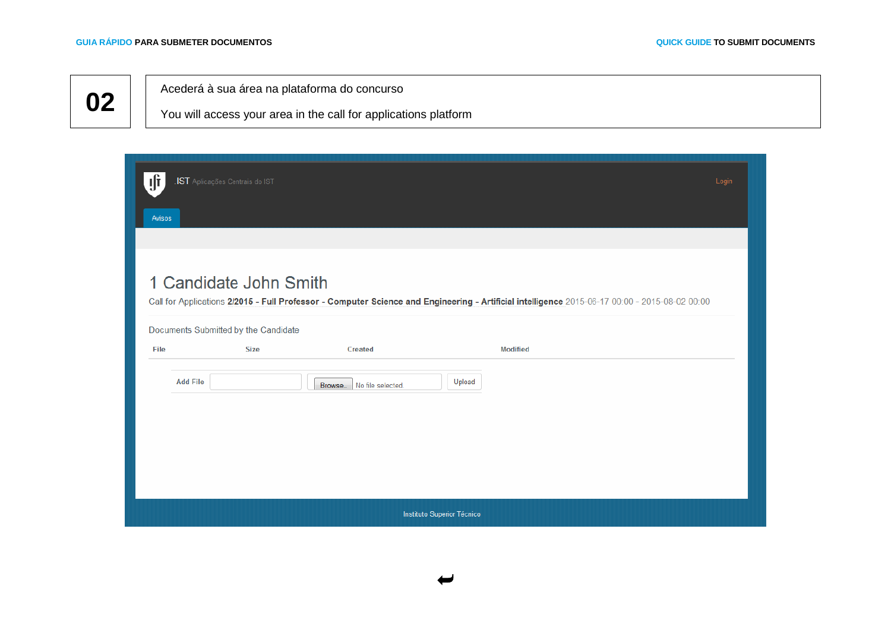**02**

Acederá à sua área na plataforma do concurso

You will access your area in the call for applications platform

.IST Aplicações Centrais do IST

Login

Avisos

# 1 Candidate John Smith

Call for Applications **2/2015 - Full Professor - Computer Science and Engineering - Artificial intelligence** 2015-06-17 00:00 - 2015-08-02 00:00

Documents Submitted by the Candidate

| File | Size | Created | Modified |
| --- | --- | --- | --- |

Add File | Browse... No file selected. | Upload

Instituto Superior Técnico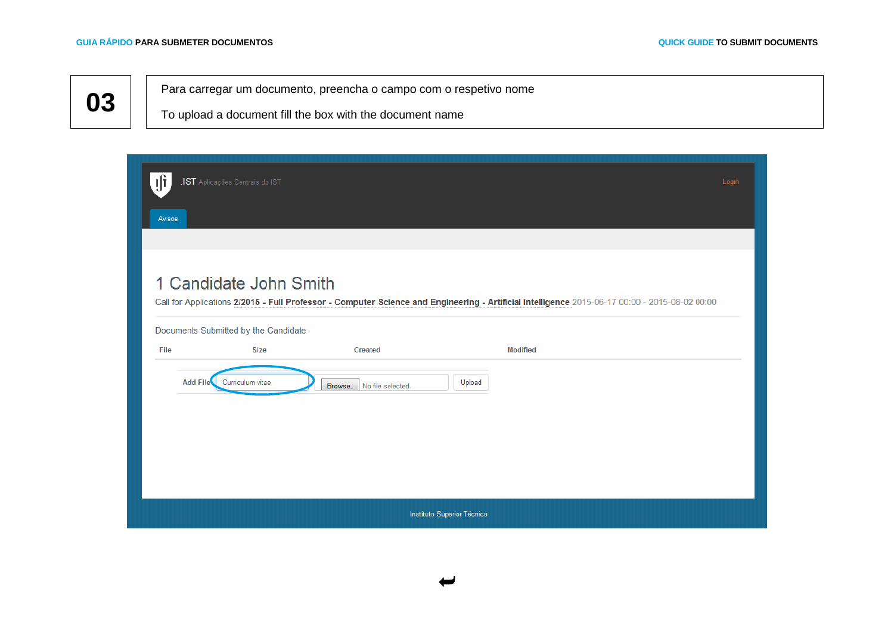**03**

Para carregar um documento, preencha o campo com o respetivo nome

To upload a document fill the box with the document name

.IST Aplicações Centrais do IST

Login

Avisos

# 1 Candidate John Smith

Call for Applications **2/2015 - Full Professor - Computer Science and Engineering - Artificial intelligence** 2015-06-17 00:00 - 2015-08-02 00:00

Documents Submitted by the Candidate

| File | Size | Created | Modified |
| --- | --- | --- | --- |

Add File: Curriculum vitae | Browse... No file selected. | Upload

Instituto Superior Técnico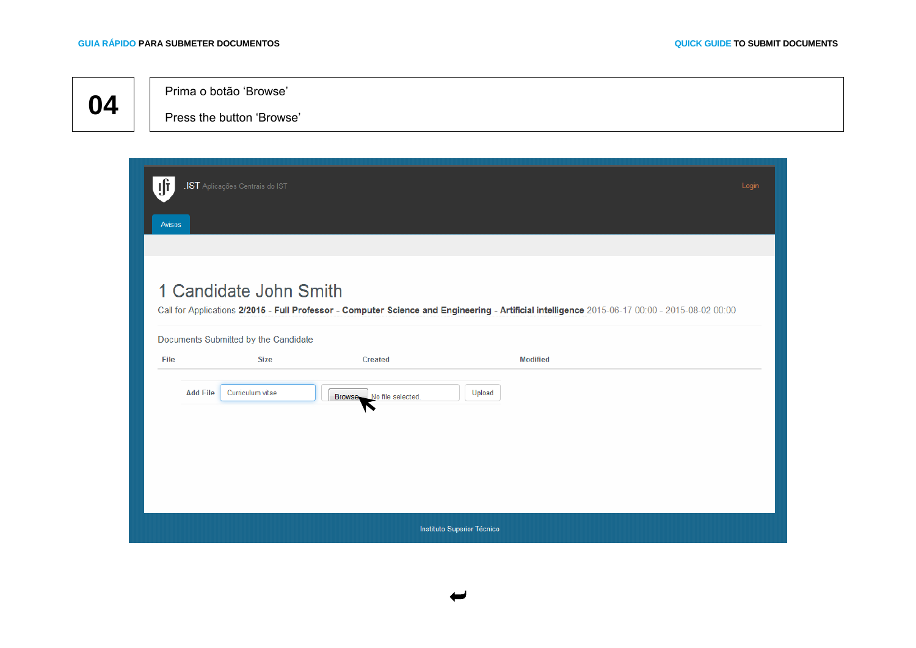**04**

Prima o botão 'Browse'

Press the button 'Browse'

.IST Aplicações Centrais do IST

Login

Avisos

# 1 Candidate John Smith

Call for Applications **2/2015** - **Full Professor** - **Computer Science and Engineering** - **Artificial intelligence** 2015-06-17 00:00 - 2015-08-02 00:00

Documents Submitted by the Candidate

| File | Size | Created | Modified |
|---|---|---|---|

Add File: Curriculum vitae | Browse... No file selected. | Upload

Instituto Superior Técnico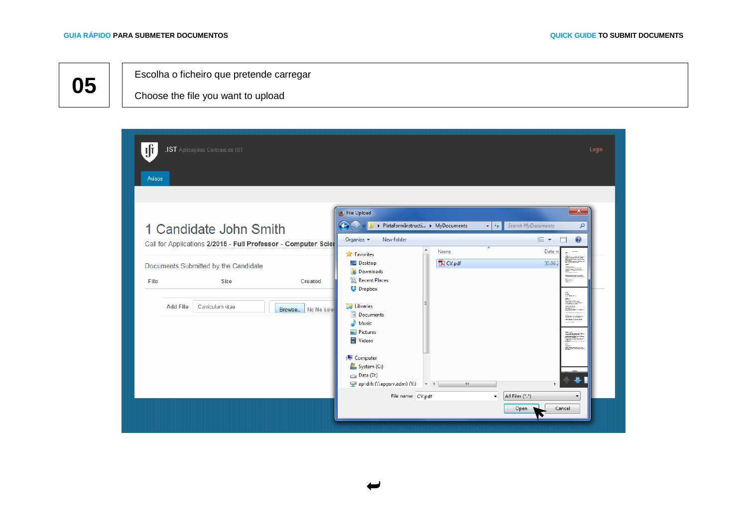| 05 | Escolha o ficheiro que pretende carregar<br><br>Choose the file you want to upload |
|---|---|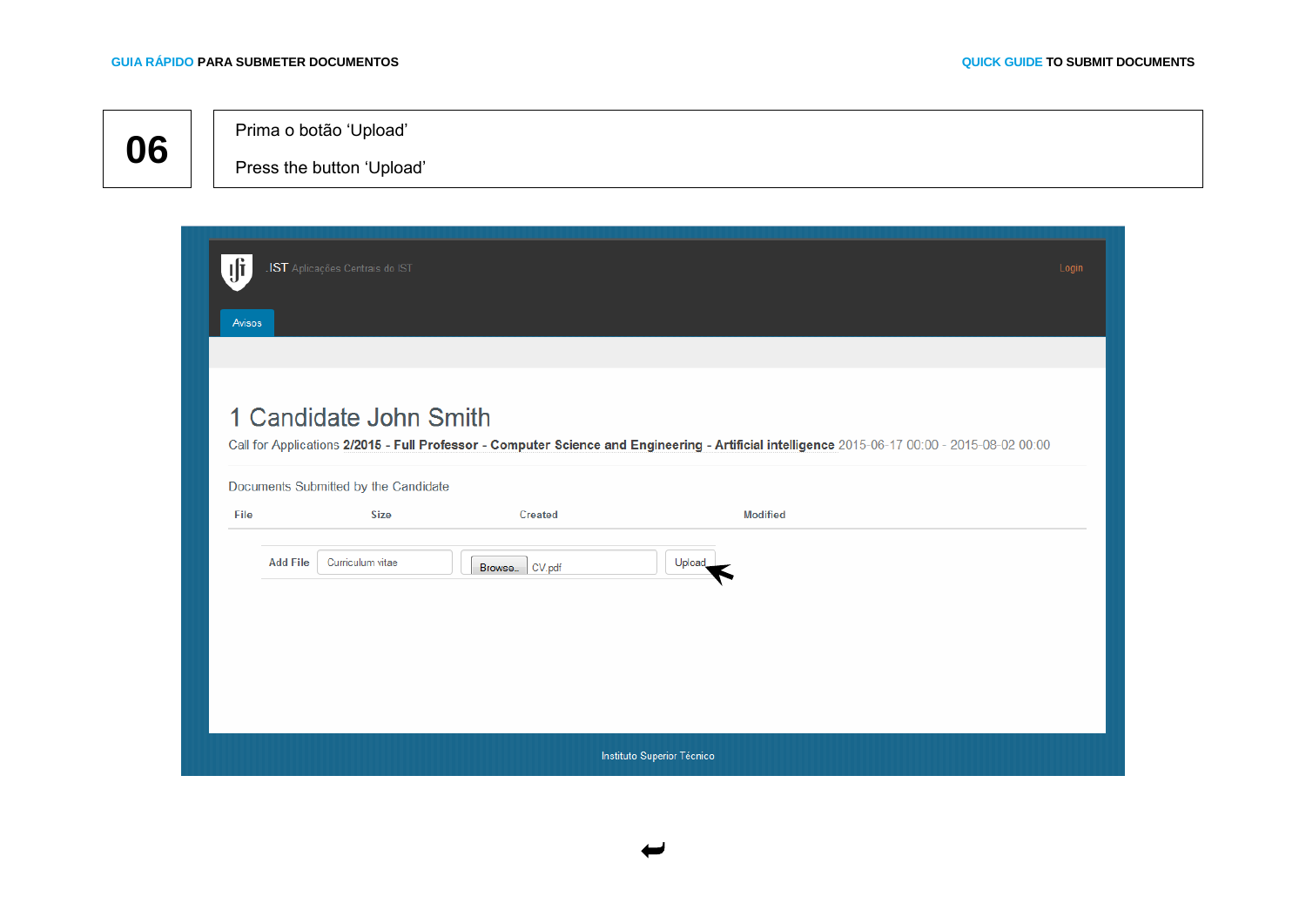**06**

Prima o botão ‘Upload’

Press the button ‘Upload’

.IST Aplicações Centrais do IST

Login

Avisos

# 1 Candidate John Smith

Call for Applications **2/2015 - Full Professor - Computer Science and Engineering - Artificial intelligence** 2015-06-17 00:00 - 2015-08-02 00:00

Documents Submitted by the Candidate

| File | Size | Created | Modified |
|---|---|---|---|

**Add File** Curriculum vitae Browse... CV.pdf Upload

Instituto Superior Técnico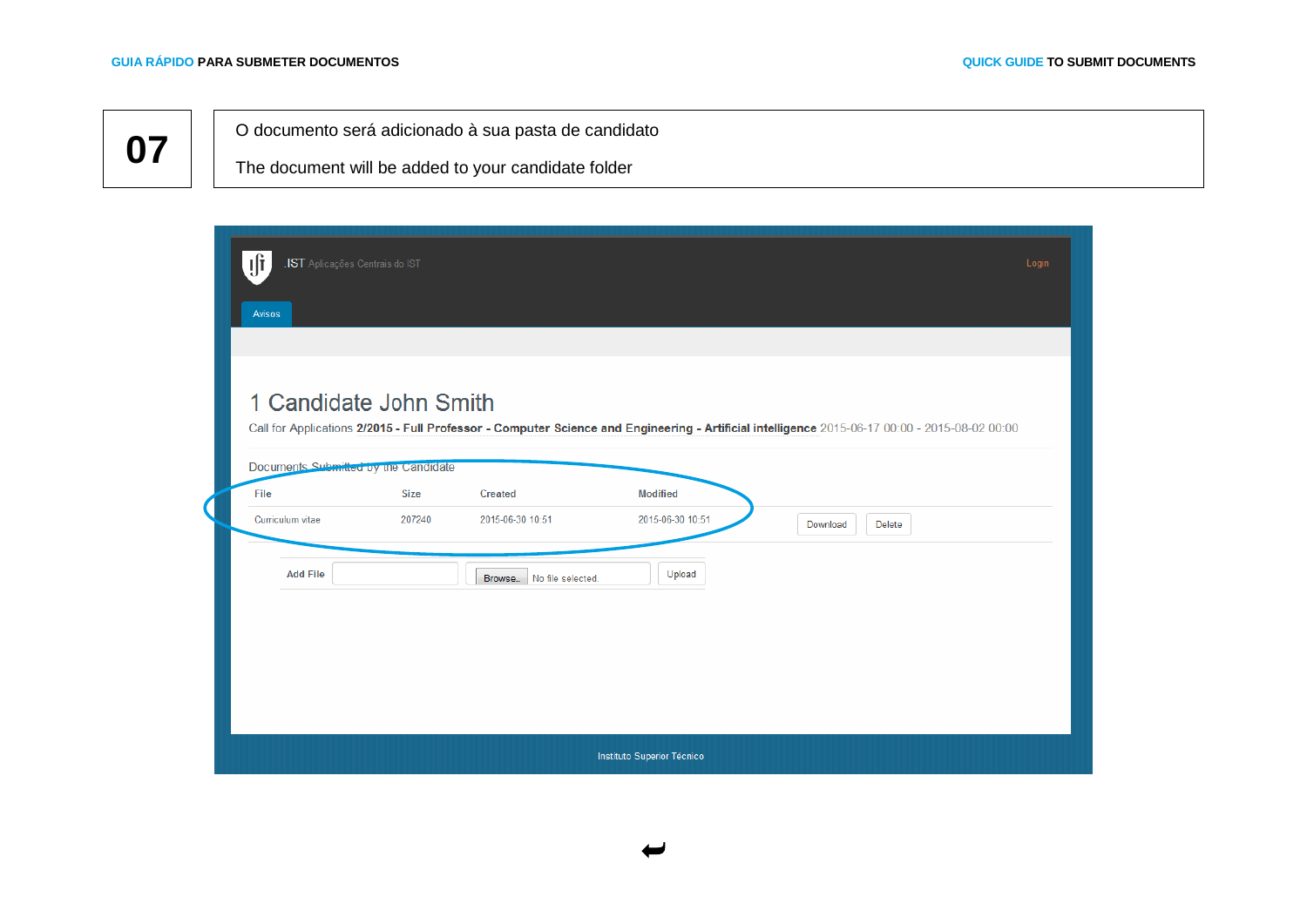**07**

O documento será adicionado à sua pasta de candidato

The document will be added to your candidate folder

.IST Aplicações Centrais do IST

Login

Avisos

# 1 Candidate John Smith

Call for Applications **2/2015 - Full Professor - Computer Science and Engineering - Artificial intelligence** 2015-06-17 00:00 - 2015-08-02 00:00

Documents Submitted by the Candidate

| File | Size | Created | Modified | | |
|---|---|---|---|---|---|
| Curriculum vitae | 207240 | 2015-06-30 10:51 | 2015-06-30 10:51 | Download | Delete |

Add File | Browse... No file selected. | Upload

Instituto Superior Técnico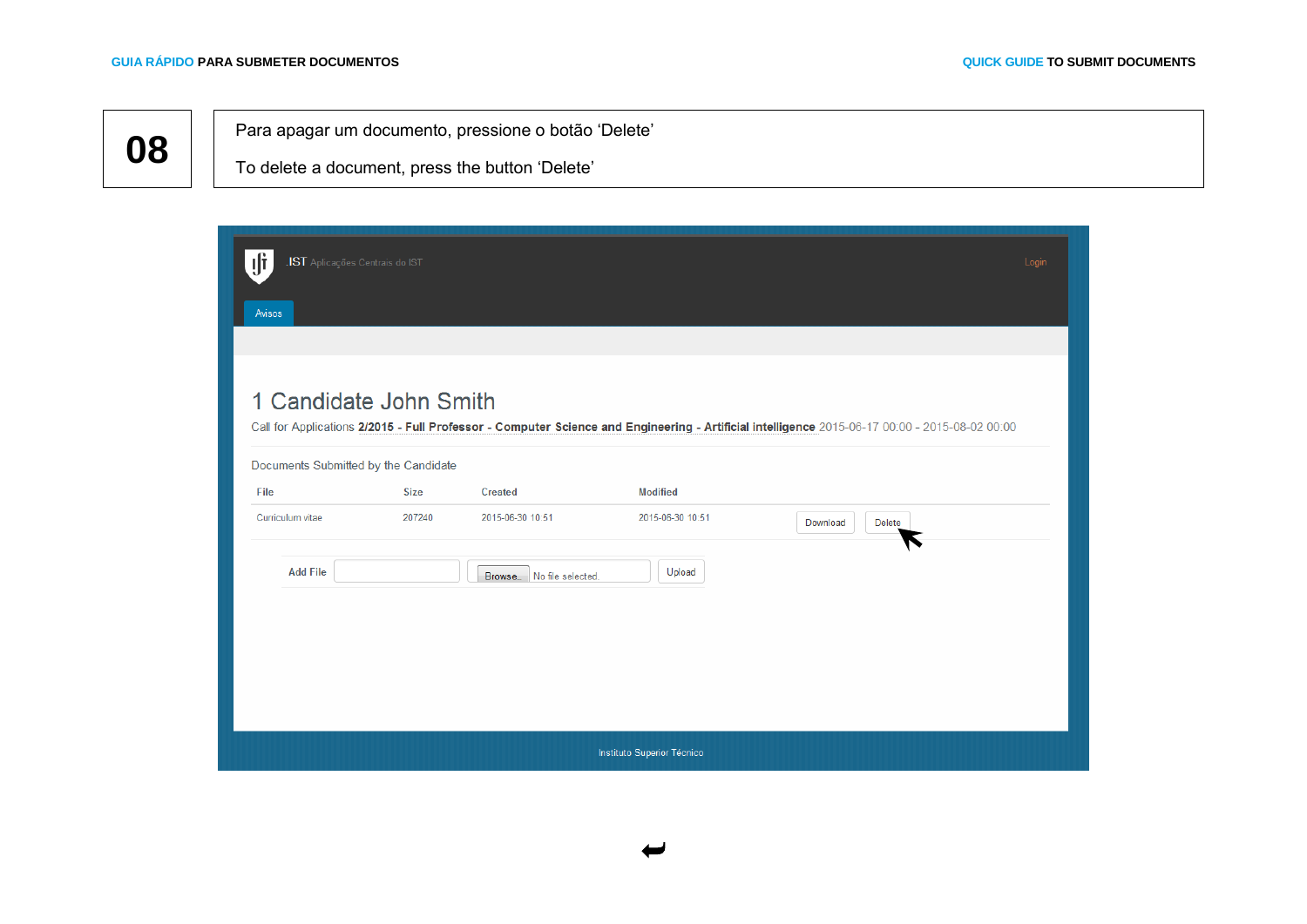**08**

Para apagar um documento, pressione o botão 'Delete'

To delete a document, press the button 'Delete'

.IST Aplicações Centrais do IST

Login

Avisos

# 1 Candidate John Smith

Call for Applications **2/2015 - Full Professor - Computer Science and Engineering - Artificial intelligence** 2015-06-17 00:00 - 2015-08-02 00:00

Documents Submitted by the Candidate

| File | Size | Created | Modified | | |
|---|---|---|---|---|---|
| Curriculum vitae | 207240 | 2015-06-30 10:51 | 2015-06-30 10:51 | Download | Delete |

Add File | Browse... No file selected. | Upload

Instituto Superior Técnico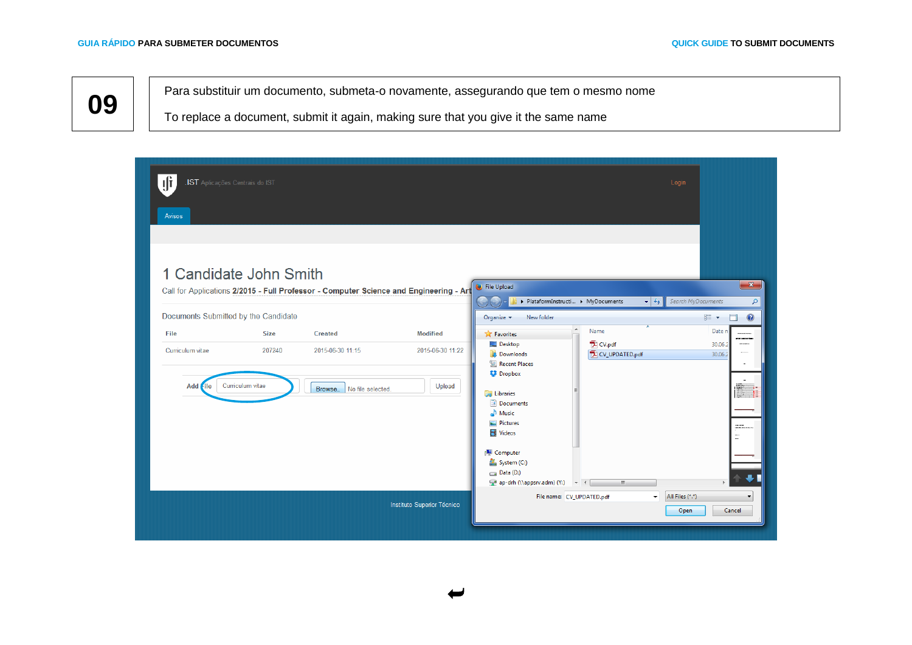| 09 | Para substituir um documento, submeta-o novamente, assegurando que tem o mesmo nome<br><br>To replace a document, submit it again, making sure that you give it the same name |
|---|---|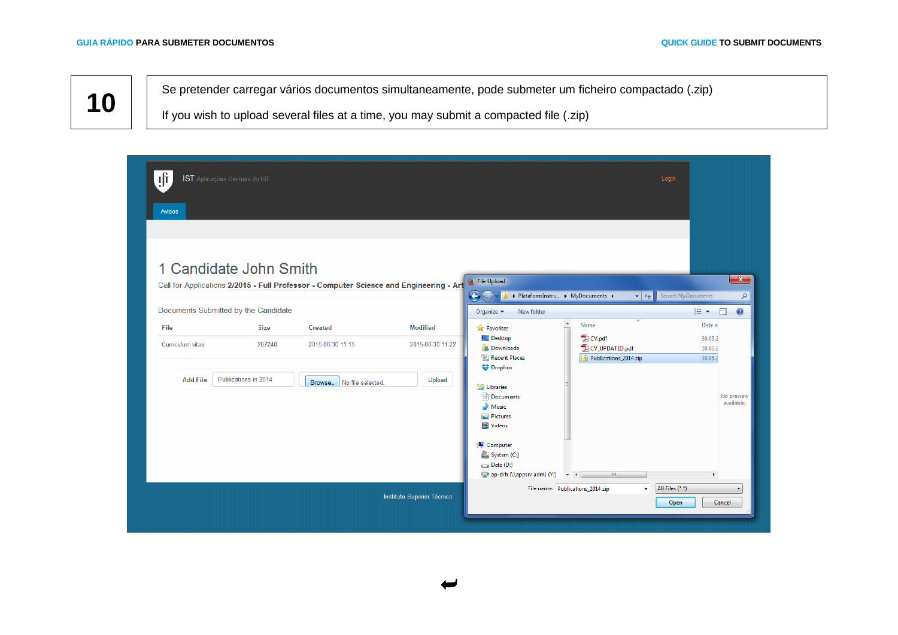| 10 | Se pretender carregar vários documentos simultaneamente, pode submeter um ficheiro compactado (.zip)<br><br>If you wish to upload several files at a time, you may submit a compacted file (.zip) |
|---|---|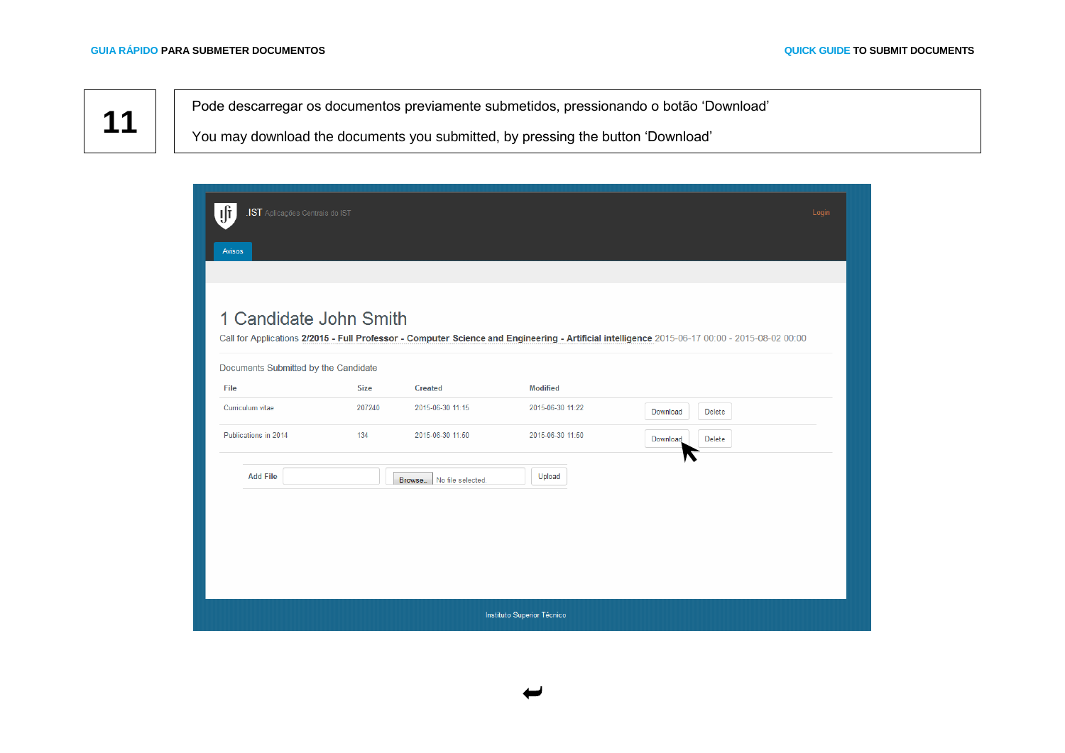**11**

Pode descarregar os documentos previamente submetidos, pressionando o botão 'Download'

You may download the documents you submitted, by pressing the button 'Download'

.IST Aplicações Centrais do IST

Login

Avisos

# 1 Candidate John Smith

Call for Applications **2/2015 - Full Professor - Computer Science and Engineering - Artificial intelligence** 2015-06-17 00:00 - 2015-08-02 00:00

Documents Submitted by the Candidate

| File | Size | Created | Modified | | |
|---|---|---|---|---|---|
| Curriculum vitae | 207240 | 2015-06-30 11:15 | 2015-06-30 11:22 | Download | Delete |
| Publications in 2014 | 134 | 2015-06-30 11:50 | 2015-06-30 11:50 | Download | Delete |

Add File Browse... No file selected. Upload

Instituto Superior Técnico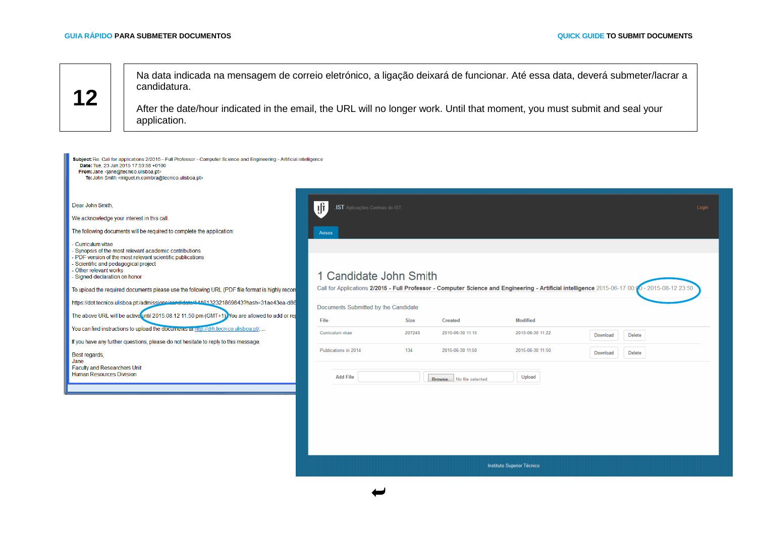| 12 | Na data indicada na mensagem de correio eletrónico, a ligação deixará de funcionar. Até essa data, deverá submeter/lacrar a candidatura.<br><br>After the date/hour indicated in the email, the URL will no longer work. Until that moment, you must submit and seal your application. |
|---|---|

**Subject:** Re: Call for applications 2/2015 - Full Professor - Computer Science and Engineering - Artificial intelligence
**Date:** Tue, 23 Jun 2015 17:53:56 +0100
**From:** Jane <jane@tecnico.ulisboa.pt>
**To:** John Smith <miguel.m.coimbra@tecnico.ulisboa.pt>

Dear John Smith,

We acknowledge your interest in this call.

The following documents will be required to complete the application:

- Curriculum vitae
- Synopsis of the most relevant academic contributions
- PDF version of the most relevant scientific publications
- Scientific and pedagogical project
- Other relevant works
- Signed declaration on honor

To upload the required documents please use the following URL (PDF file format is highly recom

https://dot.tecnico.ulisboa.pt/admissions/candidate/1416132321869843?hash=31ae43ea-d86

The above URL will be active until 2015.08.12 11.50 pm (GMT+1). You are allowed to add or re

You can find instructions to upload the documents at http://drh.tecnico.ulisboa.pt/.....

If you have any further questions, please do not hesitate to reply to this message.

Best regards,
Jane
Faculty and Researchers Unit
Human Resources Division

.IST Aplicações Centrais do IST — Login

Avisos

## 1 Candidate John Smith

Call for Applications **2/2015 - Full Professor - Computer Science and Engineering - Artificial intelligence** 2015-06-17 00:00 - 2015-08-12 23:50

Documents Submitted by the Candidate

| File | Size | Created | Modified | | |
|---|---|---|---|---|---|
| Curriculum vitae | 207240 | 2015-06-30 11:15 | 2015-06-30 11:22 | Download | Delete |
| Publications in 2014 | 134 | 2015-06-30 11:50 | 2015-06-30 11:50 | Download | Delete |

Add File | Browse... No file selected. | Upload

Instituto Superior Técnico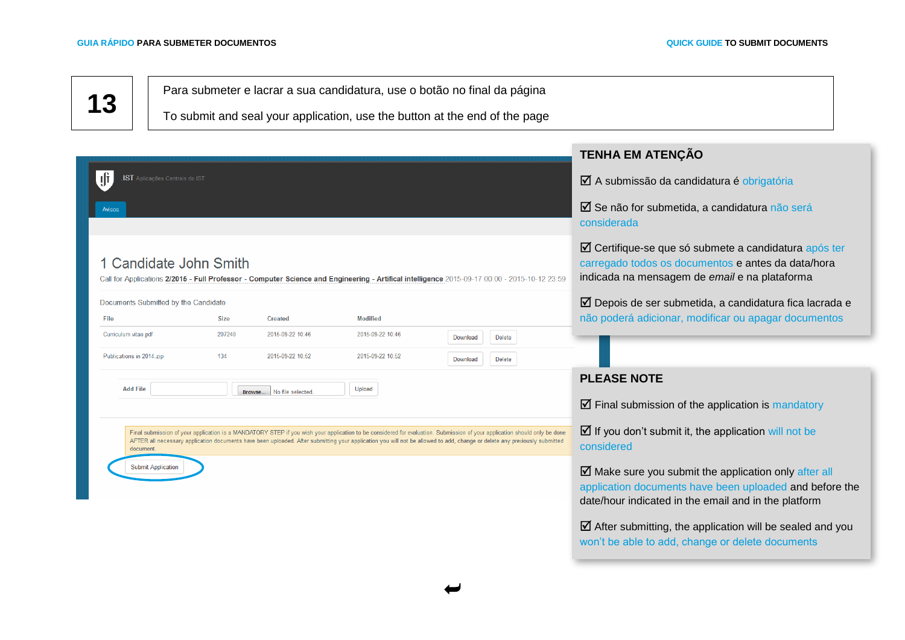**13**

Para submeter e lacrar a sua candidatura, use o botão no final da página

To submit and seal your application, use the button at the end of the page

IST Aplicações Centrais do IST

Avisos

1 Candidate John Smith

Call for Applications **2/2015 - Full Professor - Computer Science and Engineering - Artifical intelligence** 2015-09-17 00:00 - 2015-10-12 23:59

Documents Submitted by the Candidate

| File | Size | Created | Modified | | |
|---|---|---|---|---|---|
| Curriculum vitae.pdf | 207240 | 2015-09-22 10:46 | 2015-09-22 10:46 | Download | Delete |
| Publications in 2014.zip | 134 | 2015-09-22 10:52 | 2015-09-22 10:52 | Download | Delete |

Add File Browse... No file selected. Upload

Final submission of your application is a MANDATORY STEP if you wish your application to be considered for evaluation. Submission of your application should only be done AFTER all necessary application documents have been uploaded. After submitting your application you will not be allowed to add, change or delete any previously submitted document.

Submit Application

## TENHA EM ATENÇÃO

☑ A submissão da candidatura é obrigatória

☑ Se não for submetida, a candidatura não será considerada

☑ Certifique-se que só submete a candidatura após ter carregado todos os documentos e antes da data/hora indicada na mensagem de *email* e na plataforma

☑ Depois de ser submetida, a candidatura fica lacrada e não poderá adicionar, modificar ou apagar documentos

## PLEASE NOTE

☑ Final submission of the application is mandatory

☑ If you don't submit it, the application will not be considered

☑ Make sure you submit the application only after all application documents have been uploaded and before the date/hour indicated in the email and in the platform

☑ After submitting, the application will be sealed and you won't be able to add, change or delete documents